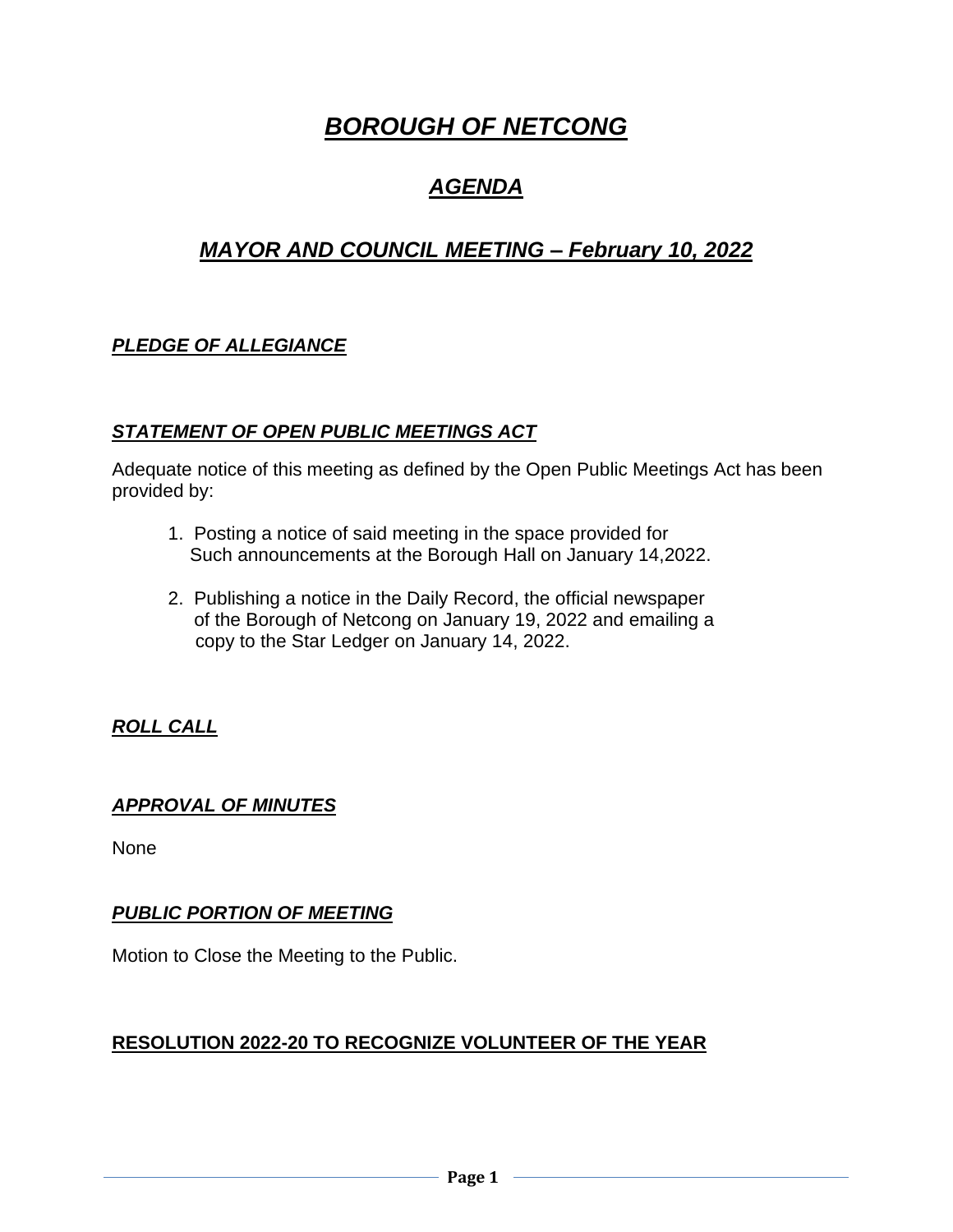# ***BOROUGH OF NETCONG***

## ***AGENDA***

## ***MAYOR AND COUNCIL MEETING – February 10, 2022***

### ***PLEDGE OF ALLEGIANCE***

### ***STATEMENT OF OPEN PUBLIC MEETINGS ACT***

Adequate notice of this meeting as defined by the Open Public Meetings Act has been provided by:

1. Posting a notice of said meeting in the space provided for Such announcements at the Borough Hall on January 14,2022.

2. Publishing a notice in the Daily Record, the official newspaper of the Borough of Netcong on January 19, 2022 and emailing a copy to the Star Ledger on January 14, 2022.

### ***ROLL CALL***

### ***APPROVAL OF MINUTES***

None

### ***PUBLIC PORTION OF MEETING***

Motion to Close the Meeting to the Public.

### **RESOLUTION 2022-20 TO RECOGNIZE VOLUNTEER OF THE YEAR**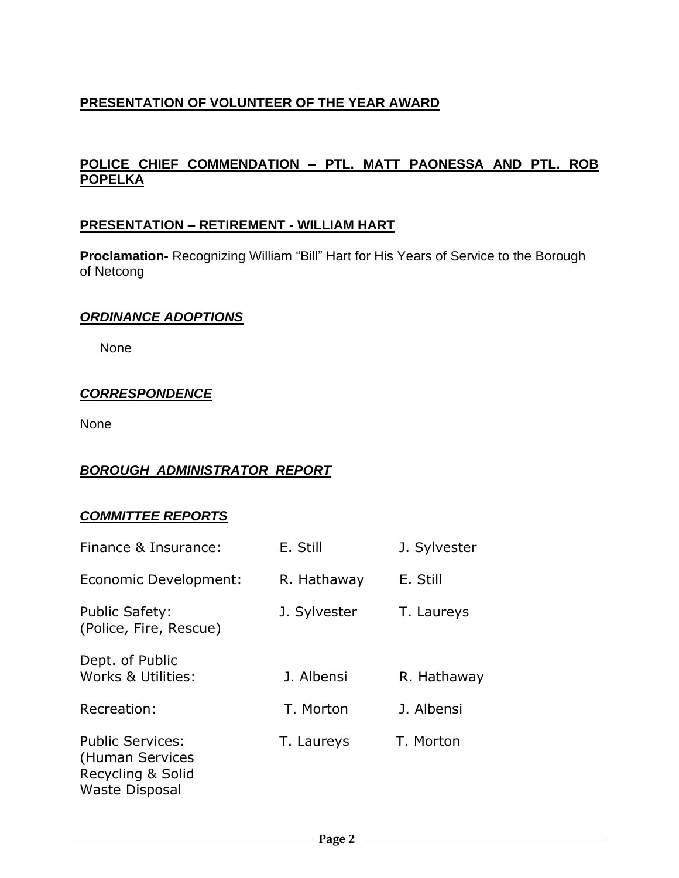**PRESENTATION OF VOLUNTEER OF THE YEAR AWARD**

**POLICE CHIEF COMMENDATION – PTL. MATT PAONESSA AND PTL. ROB POPELKA**

**PRESENTATION – RETIREMENT - WILLIAM HART**

**Proclamation-** Recognizing William "Bill" Hart for His Years of Service to the Borough of Netcong

***ORDINANCE ADOPTIONS***

None

***CORRESPONDENCE***

None

***BOROUGH ADMINISTRATOR REPORT***

***COMMITTEE REPORTS***

| | | |
|---|---|---|
| Finance & Insurance: | E. Still | J. Sylvester |
| Economic Development: | R. Hathaway | E. Still |
| Public Safety: (Police, Fire, Rescue) | J. Sylvester | T. Laureys |
| Dept. of Public Works & Utilities: | J. Albensi | R. Hathaway |
| Recreation: | T. Morton | J. Albensi |
| Public Services: (Human Services Recycling & Solid Waste Disposal | T. Laureys | T. Morton |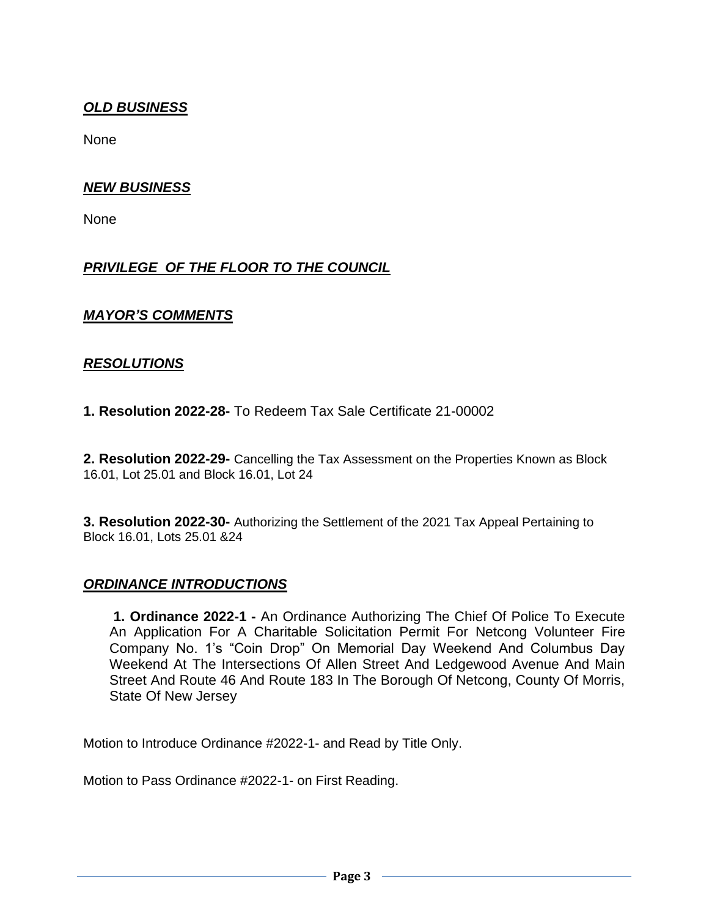## ***OLD BUSINESS***

None

## ***NEW BUSINESS***

None

## ***PRIVILEGE OF THE FLOOR TO THE COUNCIL***

## ***MAYOR'S COMMENTS***

## ***RESOLUTIONS***

**1. Resolution 2022-28-** To Redeem Tax Sale Certificate 21-00002

**2. Resolution 2022-29-** Cancelling the Tax Assessment on the Properties Known as Block 16.01, Lot 25.01 and Block 16.01, Lot 24

**3. Resolution 2022-30-** Authorizing the Settlement of the 2021 Tax Appeal Pertaining to Block 16.01, Lots 25.01 &24

## ***ORDINANCE INTRODUCTIONS***

**1. Ordinance 2022-1 -** An Ordinance Authorizing The Chief Of Police To Execute An Application For A Charitable Solicitation Permit For Netcong Volunteer Fire Company No. 1's "Coin Drop" On Memorial Day Weekend And Columbus Day Weekend At The Intersections Of Allen Street And Ledgewood Avenue And Main Street And Route 46 And Route 183 In The Borough Of Netcong, County Of Morris, State Of New Jersey

Motion to Introduce Ordinance #2022-1- and Read by Title Only.

Motion to Pass Ordinance #2022-1- on First Reading.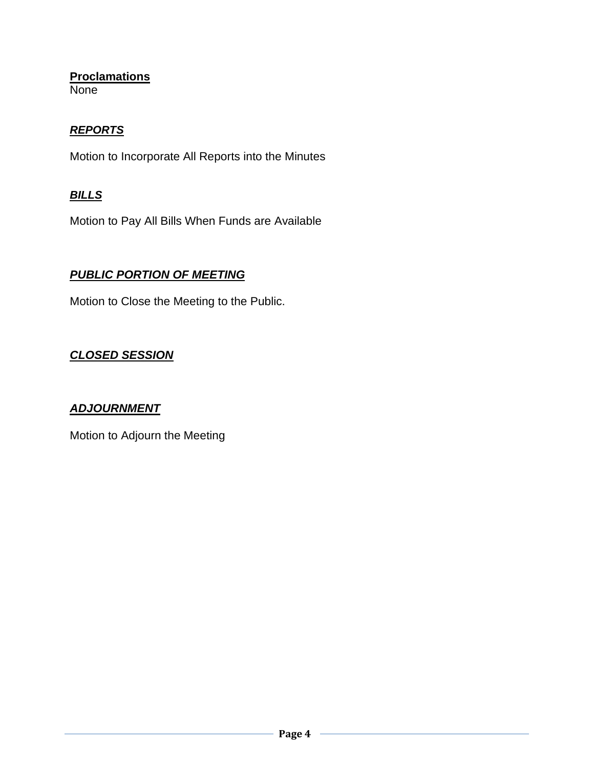**Proclamations**
None

***REPORTS***

Motion to Incorporate All Reports into the Minutes

***BILLS***

Motion to Pay All Bills When Funds are Available

***PUBLIC PORTION OF MEETING***

Motion to Close the Meeting to the Public.

***CLOSED SESSION***

***ADJOURNMENT***

Motion to Adjourn the Meeting